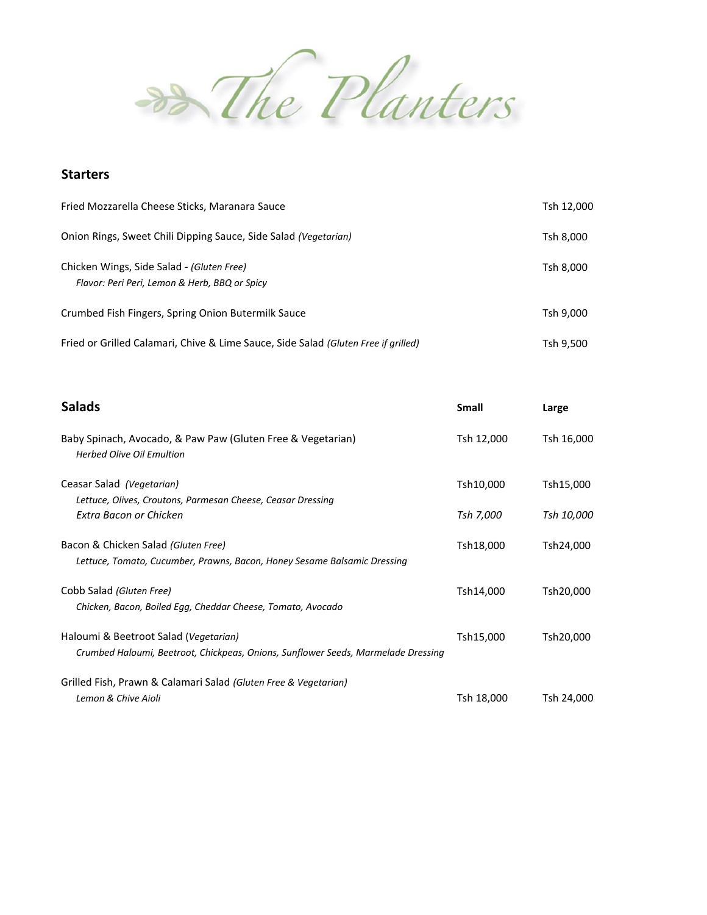# The Planters

## Starters

| Item | Price |
| --- | --- |
| Fried Mozzarella Cheese Sticks, Maranara Sauce | Tsh 12,000 |
| Onion Rings, Sweet Chili Dipping Sauce, Side Salad *(Vegetarian)* | Tsh 8,000 |
| Chicken Wings, Side Salad - *(Gluten Free)*<br>*Flavor: Peri Peri, Lemon & Herb, BBQ or Spicy* | Tsh 8,000 |
| Crumbed Fish Fingers, Spring Onion Butermilk Sauce | Tsh 9,000 |
| Fried or Grilled Calamari, Chive & Lime Sauce, Side Salad *(Gluten Free if grilled)* | Tsh 9,500 |

## Salads

| Salads | Small | Large |
| --- | --- | --- |
| Baby Spinach, Avocado, & Paw Paw (Gluten Free & Vegetarian)<br>*Herbed Olive Oil Emultion* | Tsh 12,000 | Tsh 16,000 |
| Ceasar Salad *(Vegetarian)*<br>*Lettuce, Olives, Croutons, Parmesan Cheese, Ceasar Dressing* | Tsh10,000 | Tsh15,000 |
| *Extra Bacon or Chicken* | *Tsh 7,000* | *Tsh 10,000* |
| Bacon & Chicken Salad *(Gluten Free)*<br>*Lettuce, Tomato, Cucumber, Prawns, Bacon, Honey Sesame Balsamic Dressing* | Tsh18,000 | Tsh24,000 |
| Cobb Salad *(Gluten Free)*<br>*Chicken, Bacon, Boiled Egg, Cheddar Cheese, Tomato, Avocado* | Tsh14,000 | Tsh20,000 |
| Haloumi & Beetroot Salad (*Vegetarian)*<br>*Crumbed Haloumi, Beetroot, Chickpeas, Onions, Sunflower Seeds, Marmelade Dressing* | Tsh15,000 | Tsh20,000 |
| Grilled Fish, Prawn & Calamari Salad *(Gluten Free & Vegetarian)*<br>*Lemon & Chive Aioli* | Tsh 18,000 | Tsh 24,000 |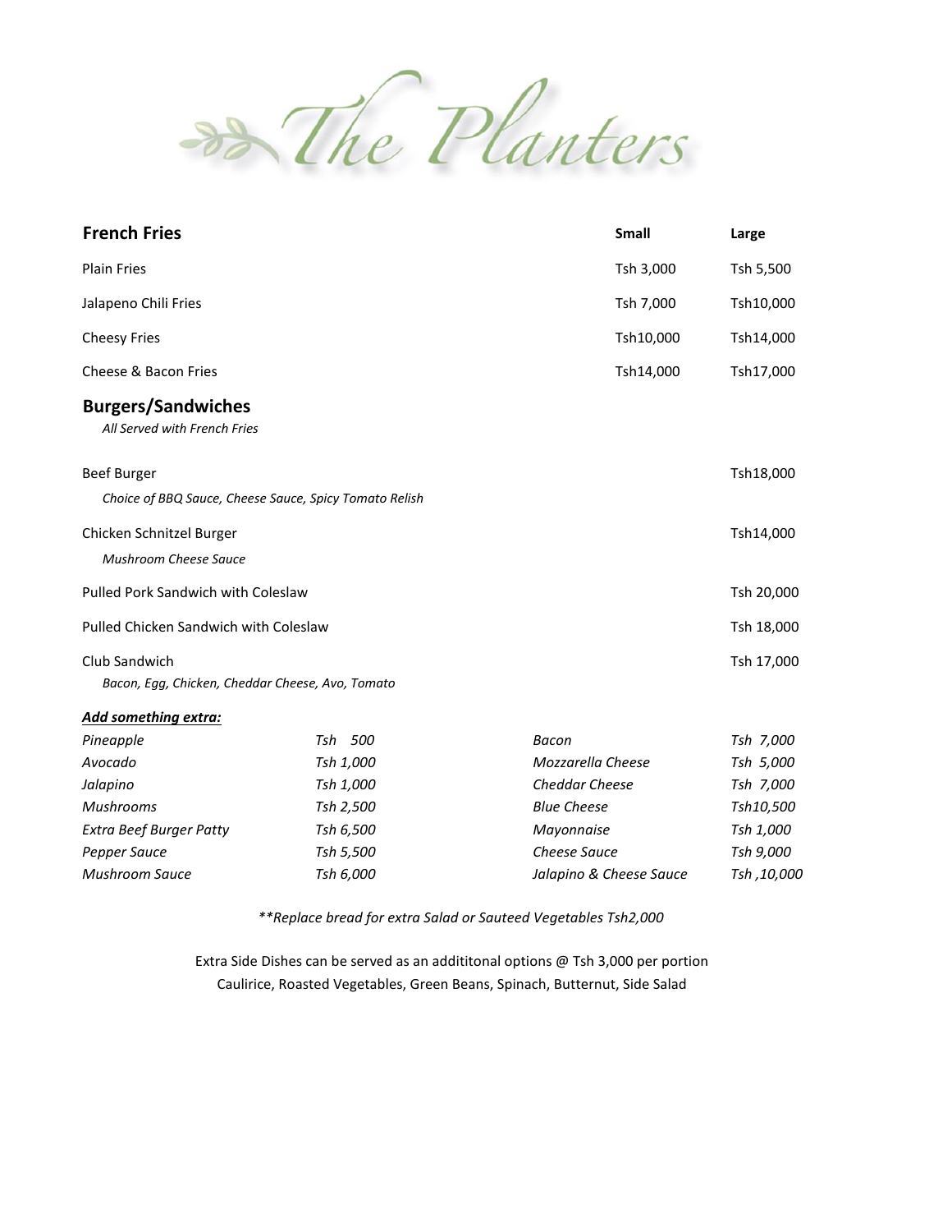# The Planters

## French Fries

| | Small | Large |
|---|---|---|
| Plain Fries | Tsh 3,000 | Tsh 5,500 |
| Jalapeno Chili Fries | Tsh 7,000 | Tsh10,000 |
| Cheesy Fries | Tsh10,000 | Tsh14,000 |
| Cheese & Bacon Fries | Tsh14,000 | Tsh17,000 |

## Burgers/Sandwiches

*All Served with French Fries*

| | |
|---|---|
| Beef Burger<br>*Choice of BBQ Sauce, Cheese Sauce, Spicy Tomato Relish* | Tsh18,000 |
| Chicken Schnitzel Burger<br>*Mushroom Cheese Sauce* | Tsh14,000 |
| Pulled Pork Sandwich with Coleslaw | Tsh 20,000 |
| Pulled Chicken Sandwich with Coleslaw | Tsh 18,000 |
| Club Sandwich<br>*Bacon, Egg, Chicken, Cheddar Cheese, Avo, Tomato* | Tsh 17,000 |

***Add something extra:***

| | | | |
|---|---|---|---|
| *Pineapple* | *Tsh 500* | *Bacon* | *Tsh 7,000* |
| *Avocado* | *Tsh 1,000* | *Mozzarella Cheese* | *Tsh 5,000* |
| *Jalapino* | *Tsh 1,000* | *Cheddar Cheese* | *Tsh 7,000* |
| *Mushrooms* | *Tsh 2,500* | *Blue Cheese* | *Tsh10,500* |
| *Extra Beef Burger Patty* | *Tsh 6,500* | *Mayonnaise* | *Tsh 1,000* |
| *Pepper Sauce* | *Tsh 5,500* | *Cheese Sauce* | *Tsh 9,000* |
| *Mushroom Sauce* | *Tsh 6,000* | *Jalapino & Cheese Sauce* | *Tsh ,10,000* |

*\*\*Replace bread for extra Salad or Sauteed Vegetables Tsh2,000*

Extra Side Dishes can be served as an addititonal options @ Tsh 3,000 per portion
Caulirice, Roasted Vegetables, Green Beans, Spinach, Butternut, Side Salad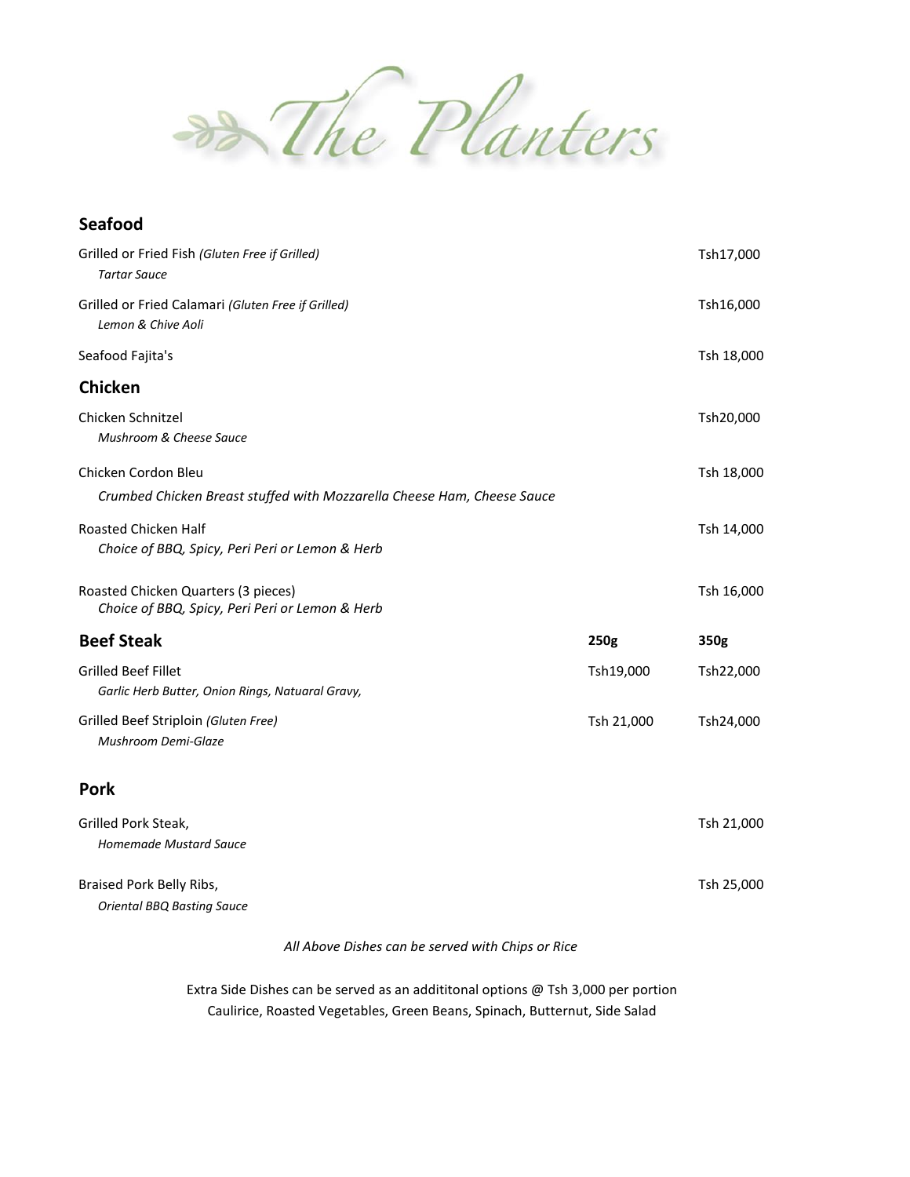# The Planters

## Seafood

Grilled or Fried Fish *(Gluten Free if Grilled)* — Tsh17,000
*Tartar Sauce*

Grilled or Fried Calamari *(Gluten Free if Grilled)* — Tsh16,000
*Lemon & Chive Aoli*

Seafood Fajita's — Tsh 18,000

## Chicken

Chicken Schnitzel — Tsh20,000
*Mushroom & Cheese Sauce*

Chicken Cordon Bleu — Tsh 18,000
*Crumbed Chicken Breast stuffed with Mozzarella Cheese Ham, Cheese Sauce*

Roasted Chicken Half — Tsh 14,000
*Choice of BBQ, Spicy, Peri Peri or Lemon & Herb*

Roasted Chicken Quarters (3 pieces) — Tsh 16,000
*Choice of BBQ, Spicy, Peri Peri or Lemon & Herb*

## Beef Steak

| | 250g | 350g |
|---|---|---|
| Grilled Beef Fillet<br>*Garlic Herb Butter, Onion Rings, Natuaral Gravy,* | Tsh19,000 | Tsh22,000 |
| Grilled Beef Striploin *(Gluten Free)*<br>*Mushroom Demi-Glaze* | Tsh 21,000 | Tsh24,000 |

## Pork

Grilled Pork Steak, — Tsh 21,000
*Homemade Mustard Sauce*

Braised Pork Belly Ribs, — Tsh 25,000
*Oriental BBQ Basting Sauce*

*All Above Dishes can be served with Chips or Rice*

Extra Side Dishes can be served as an addititonal options @ Tsh 3,000 per portion
Caulirice, Roasted Vegetables, Green Beans, Spinach, Butternut, Side Salad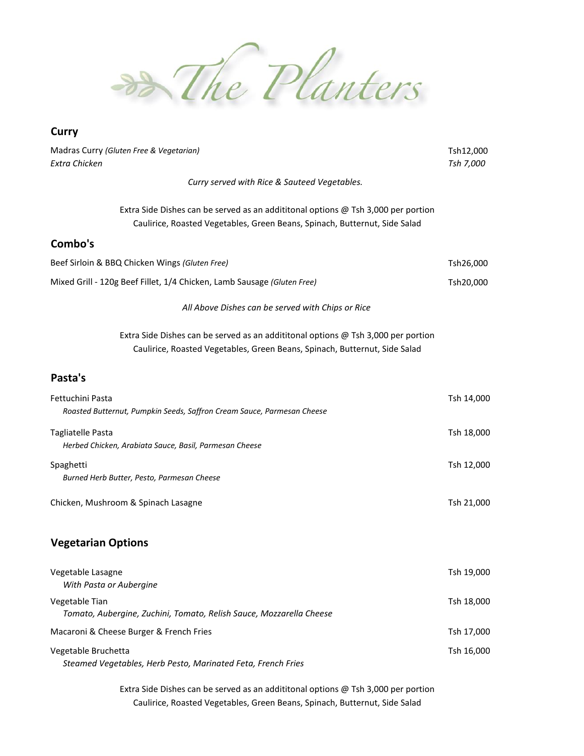# The Planters

## Curry

| | |
|---|---|
| Madras Curry *(Gluten Free & Vegetarian)* | Tsh12,000 |
| *Extra Chicken* | *Tsh 7,000* |

*Curry served with Rice & Sauteed Vegetables.*

Extra Side Dishes can be served as an addititonal options @ Tsh 3,000 per portion
Caulirice, Roasted Vegetables, Green Beans, Spinach, Butternut, Side Salad

## Combo's

| | |
|---|---|
| Beef Sirloin & BBQ Chicken Wings *(Gluten Free)* | Tsh26,000 |
| Mixed Grill - 120g Beef Fillet, 1/4 Chicken, Lamb Sausage *(Gluten Free)* | Tsh20,000 |

*All Above Dishes can be served with Chips or Rice*

Extra Side Dishes can be served as an addititonal options @ Tsh 3,000 per portion
Caulirice, Roasted Vegetables, Green Beans, Spinach, Butternut, Side Salad

## Pasta's

| | |
|---|---|
| Fettuchini Pasta<br>*Roasted Butternut, Pumpkin Seeds, Saffron Cream Sauce, Parmesan Cheese* | Tsh 14,000 |
| Tagliatelle Pasta<br>*Herbed Chicken, Arabiata Sauce, Basil, Parmesan Cheese* | Tsh 18,000 |
| Spaghetti<br>*Burned Herb Butter, Pesto, Parmesan Cheese* | Tsh 12,000 |
| Chicken, Mushroom & Spinach Lasagne | Tsh 21,000 |

## Vegetarian Options

| | |
|---|---|
| Vegetable Lasagne<br>*With Pasta or Aubergine* | Tsh 19,000 |
| Vegetable Tian<br>*Tomato, Aubergine, Zuchini, Tomato, Relish Sauce, Mozzarella Cheese* | Tsh 18,000 |
| Macaroni & Cheese Burger & French Fries | Tsh 17,000 |
| Vegetable Bruchetta<br>*Steamed Vegetables, Herb Pesto, Marinated Feta, French Fries* | Tsh 16,000 |

Extra Side Dishes can be served as an addititonal options @ Tsh 3,000 per portion
Caulirice, Roasted Vegetables, Green Beans, Spinach, Butternut, Side Salad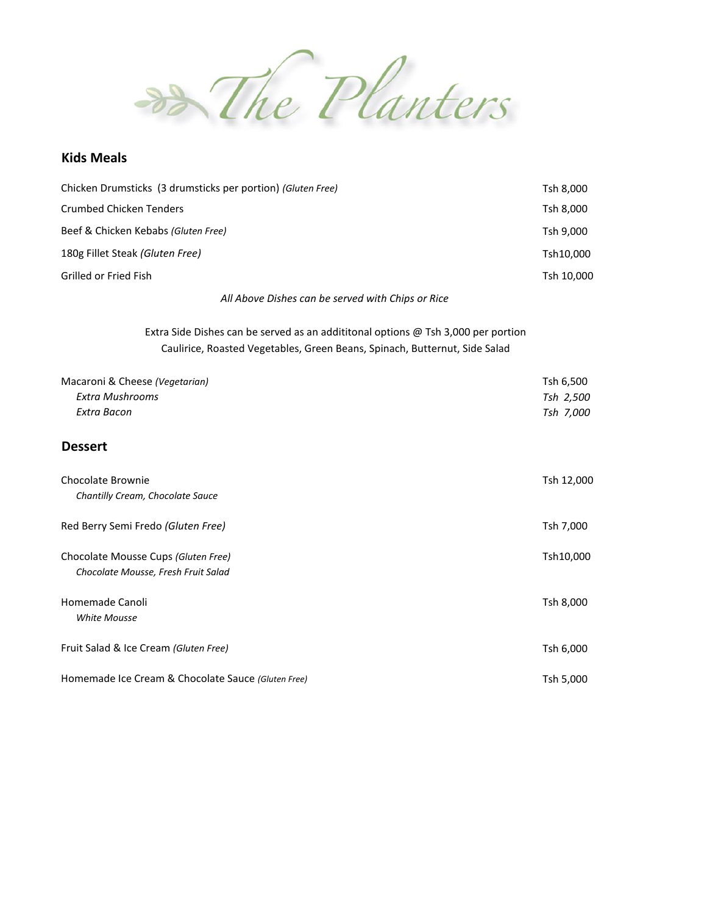# The Planters

## Kids Meals

| | |
|---|---|
| Chicken Drumsticks (3 drumsticks per portion) *(Gluten Free)* | Tsh 8,000 |
| Crumbed Chicken Tenders | Tsh 8,000 |
| Beef & Chicken Kebabs *(Gluten Free)* | Tsh 9,000 |
| 180g Fillet Steak *(Gluten Free)* | Tsh10,000 |
| Grilled or Fried Fish | Tsh 10,000 |

*All Above Dishes can be served with Chips or Rice*

Extra Side Dishes can be served as an addititonal options @ Tsh 3,000 per portion
Caulirice, Roasted Vegetables, Green Beans, Spinach, Butternut, Side Salad

| | |
|---|---|
| Macaroni & Cheese *(Vegetarian)* | Tsh 6,500 |
| *Extra Mushrooms* | *Tsh 2,500* |
| *Extra Bacon* | *Tsh 7,000* |

## Dessert

| | |
|---|---|
| Chocolate Brownie<br>*Chantilly Cream, Chocolate Sauce* | Tsh 12,000 |
| Red Berry Semi Fredo *(Gluten Free)* | Tsh 7,000 |
| Chocolate Mousse Cups *(Gluten Free)*<br>*Chocolate Mousse, Fresh Fruit Salad* | Tsh10,000 |
| Homemade Canoli<br>*White Mousse* | Tsh 8,000 |
| Fruit Salad & Ice Cream *(Gluten Free)* | Tsh 6,000 |
| Homemade Ice Cream & Chocolate Sauce *(Gluten Free)* | Tsh 5,000 |